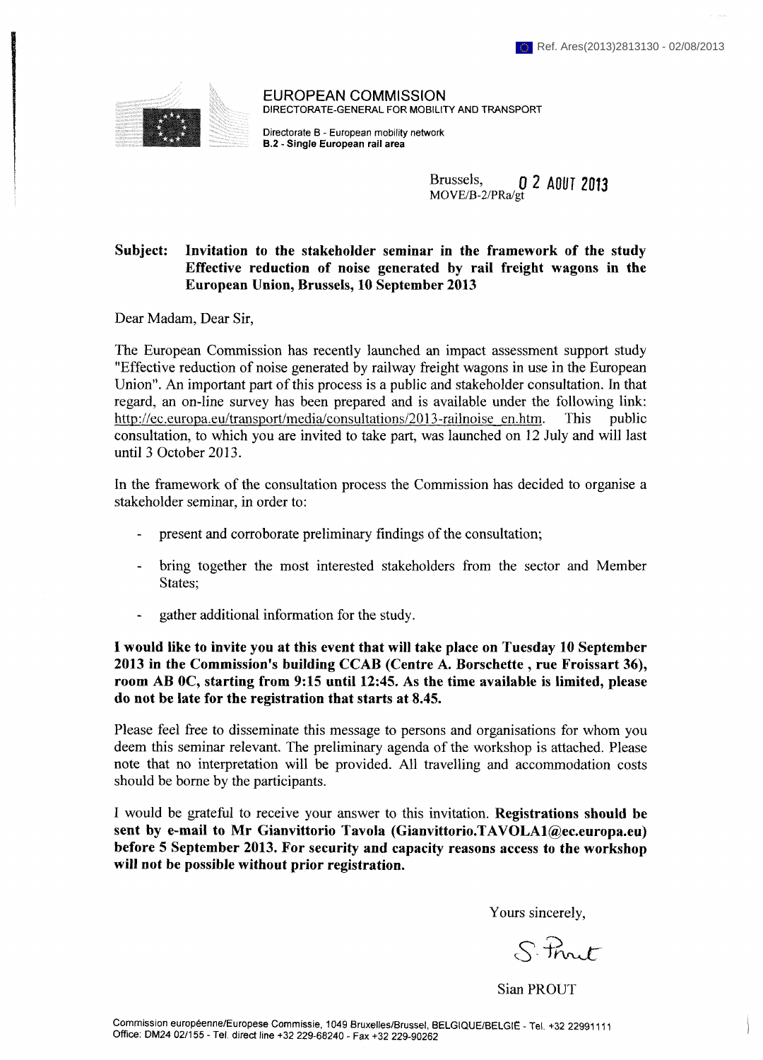Ref. Ares(2013)2813130 - 02/08/2013

EUROPEAN COMMISSION
DIRECTORATE-GENERAL FOR MOBILITY AND TRANSPORT

Directorate B - European mobility network
**B.2 - Single European rail area**

Brussels, 0 2 AOUT 2013
MOVE/B-2/PRa/gt

**Subject: Invitation to the stakeholder seminar in the framework of the study Effective reduction of noise generated by rail freight wagons in the European Union, Brussels, 10 September 2013**

Dear Madam, Dear Sir,

The European Commission has recently launched an impact assessment support study "Effective reduction of noise generated by railway freight wagons in use in the European Union". An important part of this process is a public and stakeholder consultation. In that regard, an on-line survey has been prepared and is available under the following link: http://ec.europa.eu/transport/media/consultations/2013-railnoise_en.htm. This public consultation, to which you are invited to take part, was launched on 12 July and will last until 3 October 2013.

In the framework of the consultation process the Commission has decided to organise a stakeholder seminar, in order to:

- present and corroborate preliminary findings of the consultation;
- bring together the most interested stakeholders from the sector and Member States;
- gather additional information for the study.

**I would like to invite you at this event that will take place on Tuesday 10 September 2013 in the Commission's building CCAB (Centre A. Borschette , rue Froissart 36), room AB 0C, starting from 9:15 until 12:45. As the time available is limited, please do not be late for the registration that starts at 8.45.**

Please feel free to disseminate this message to persons and organisations for whom you deem this seminar relevant. The preliminary agenda of the workshop is attached. Please note that no interpretation will be provided. All travelling and accommodation costs should be borne by the participants.

I would be grateful to receive your answer to this invitation. **Registrations should be sent by e-mail to Mr Gianvittorio Tavola (Gianvittorio.TAVOLA1@ec.europa.eu) before 5 September 2013. For security and capacity reasons access to the workshop will not be possible without prior registration.**

Yours sincerely,

S. Prout

Sian PROUT

Commission européenne/Europese Commissie, 1049 Bruxelles/Brussel, BELGIQUE/BELGIË - Tel. +32 22991111
Office: DM24 02/155 - Tel. direct line +32 229-68240 - Fax +32 229-90262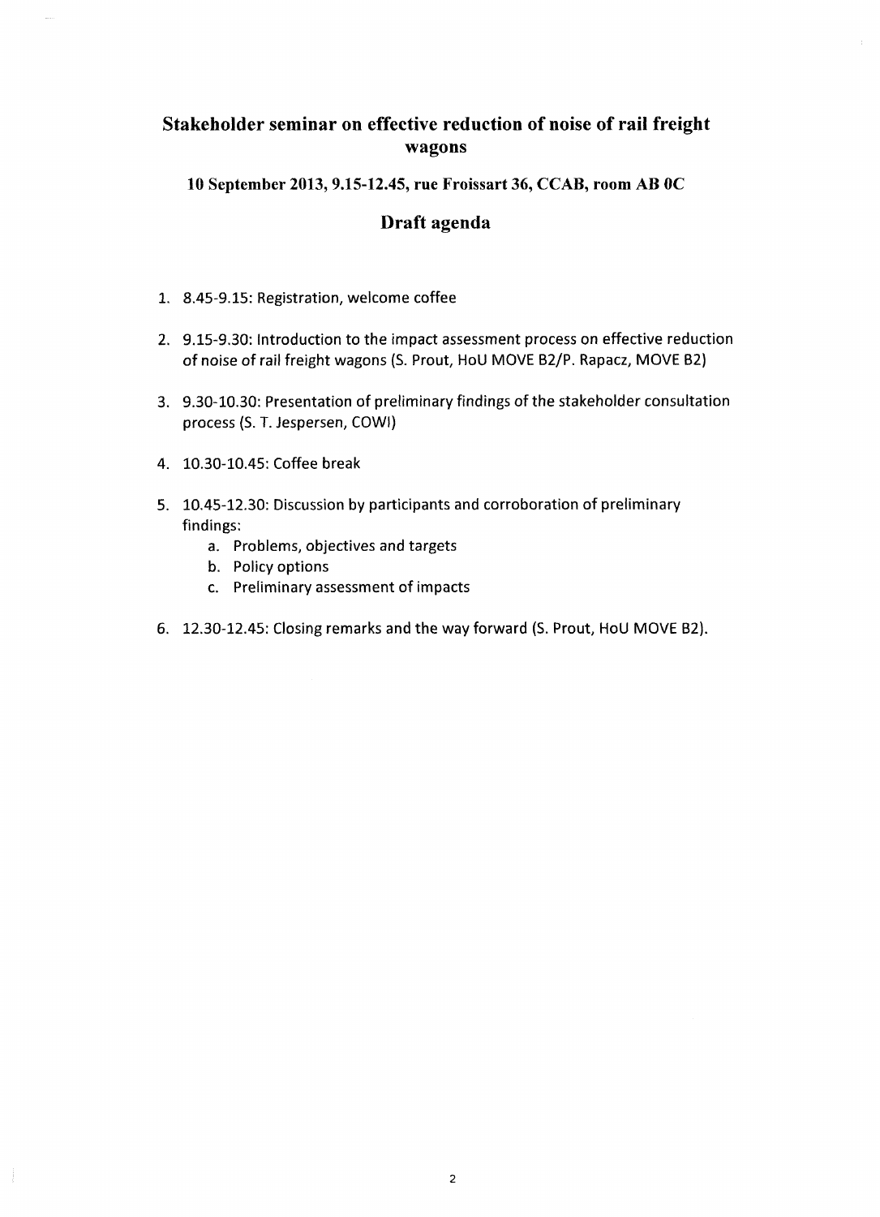## Stakeholder seminar on effective reduction of noise of rail freight wagons

**10 September 2013, 9.15-12.45, rue Froissart 36, CCAB, room AB 0C**

### Draft agenda

1. 8.45-9.15: Registration, welcome coffee

2. 9.15-9.30: Introduction to the impact assessment process on effective reduction of noise of rail freight wagons (S. Prout, HoU MOVE B2/P. Rapacz, MOVE B2)

3. 9.30-10.30: Presentation of preliminary findings of the stakeholder consultation process (S. T. Jespersen, COWI)

4. 10.30-10.45: Coffee break

5. 10.45-12.30: Discussion by participants and corroboration of preliminary findings:
   a. Problems, objectives and targets
   b. Policy options
   c. Preliminary assessment of impacts

6. 12.30-12.45: Closing remarks and the way forward (S. Prout, HoU MOVE B2).